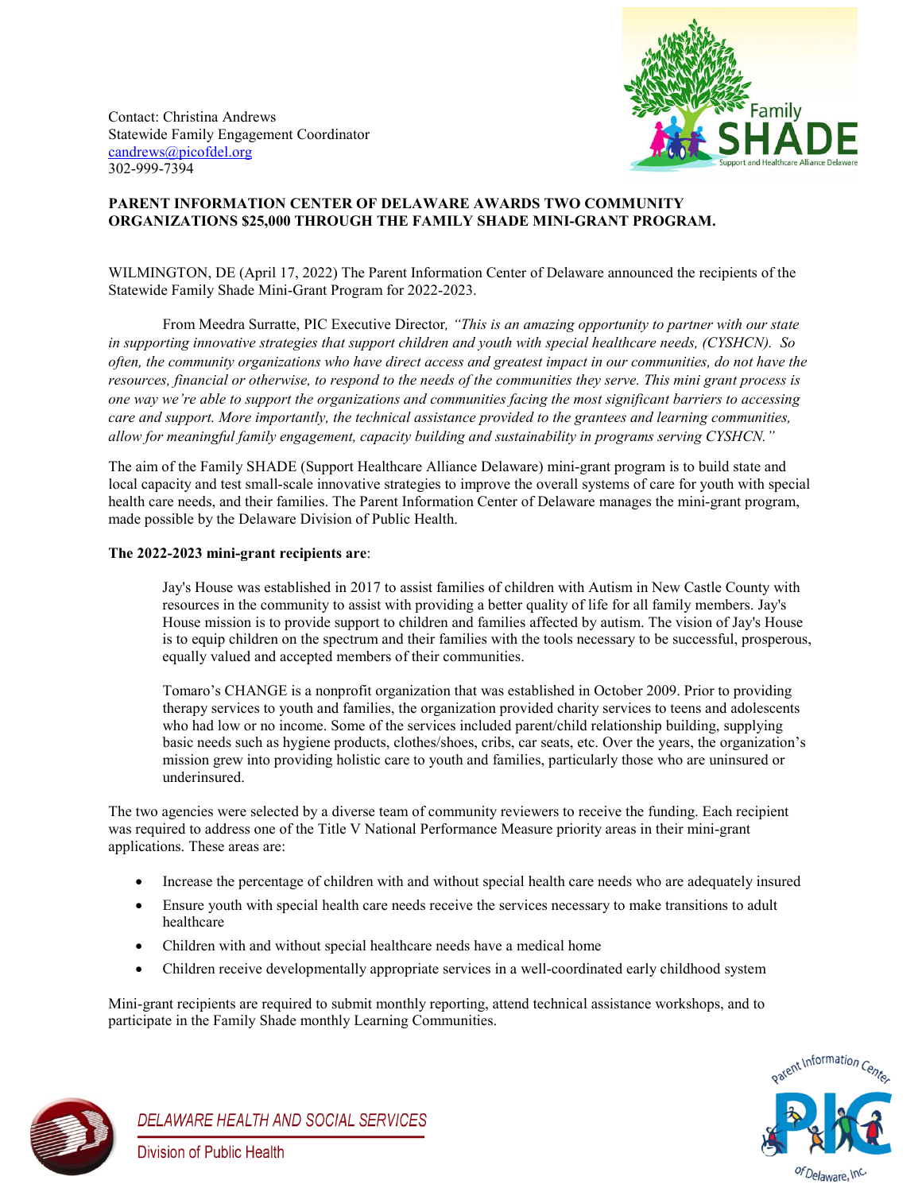Contact: Christina Andrews
Statewide Family Engagement Coordinator
candrews@picofdel.org
302-999-7394

**PARENT INFORMATION CENTER OF DELAWARE AWARDS TWO COMMUNITY ORGANIZATIONS $25,000 THROUGH THE FAMILY SHADE MINI-GRANT PROGRAM.**

WILMINGTON, DE (April 17, 2022) The Parent Information Center of Delaware announced the recipients of the Statewide Family Shade Mini-Grant Program for 2022-2023.

From Meedra Surratte, PIC Executive Director, *"This is an amazing opportunity to partner with our state in supporting innovative strategies that support children and youth with special healthcare needs, (CYSHCN). So often, the community organizations who have direct access and greatest impact in our communities, do not have the resources, financial or otherwise, to respond to the needs of the communities they serve. This mini grant process is one way we're able to support the organizations and communities facing the most significant barriers to accessing care and support. More importantly, the technical assistance provided to the grantees and learning communities, allow for meaningful family engagement, capacity building and sustainability in programs serving CYSHCN."*

The aim of the Family SHADE (Support Healthcare Alliance Delaware) mini-grant program is to build state and local capacity and test small-scale innovative strategies to improve the overall systems of care for youth with special health care needs, and their families. The Parent Information Center of Delaware manages the mini-grant program, made possible by the Delaware Division of Public Health.

**The 2022-2023 mini-grant recipients are**:

Jay's House was established in 2017 to assist families of children with Autism in New Castle County with resources in the community to assist with providing a better quality of life for all family members. Jay's House mission is to provide support to children and families affected by autism. The vision of Jay's House is to equip children on the spectrum and their families with the tools necessary to be successful, prosperous, equally valued and accepted members of their communities.

Tomaro's CHANGE is a nonprofit organization that was established in October 2009. Prior to providing therapy services to youth and families, the organization provided charity services to teens and adolescents who had low or no income. Some of the services included parent/child relationship building, supplying basic needs such as hygiene products, clothes/shoes, cribs, car seats, etc. Over the years, the organization's mission grew into providing holistic care to youth and families, particularly those who are uninsured or underinsured.

The two agencies were selected by a diverse team of community reviewers to receive the funding. Each recipient was required to address one of the Title V National Performance Measure priority areas in their mini-grant applications. These areas are:

- Increase the percentage of children with and without special health care needs who are adequately insured
- Ensure youth with special health care needs receive the services necessary to make transitions to adult healthcare
- Children with and without special healthcare needs have a medical home
- Children receive developmentally appropriate services in a well-coordinated early childhood system

Mini-grant recipients are required to submit monthly reporting, attend technical assistance workshops, and to participate in the Family Shade monthly Learning Communities.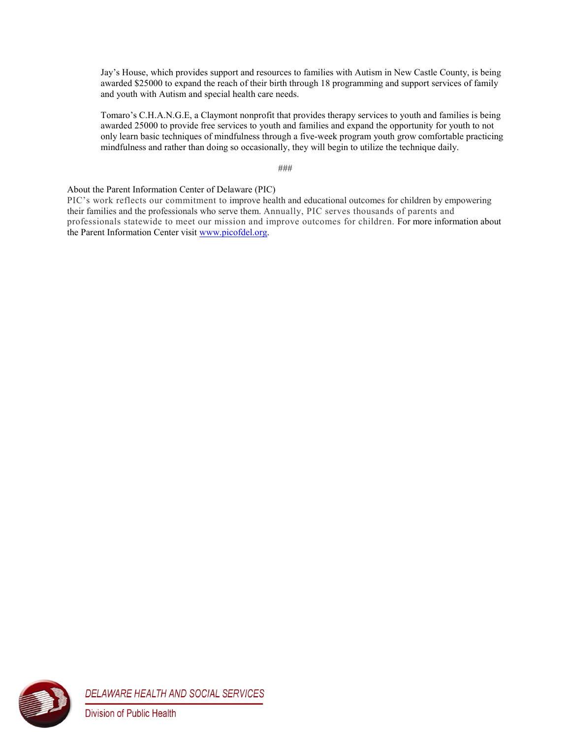Jay's House, which provides support and resources to families with Autism in New Castle County, is being awarded $25000 to expand the reach of their birth through 18 programming and support services of family and youth with Autism and special health care needs.

Tomaro's C.H.A.N.G.E, a Claymont nonprofit that provides therapy services to youth and families is being awarded 25000 to provide free services to youth and families and expand the opportunity for youth to not only learn basic techniques of mindfulness through a five-week program youth grow comfortable practicing mindfulness and rather than doing so occasionally, they will begin to utilize the technique daily.

###

About the Parent Information Center of Delaware (PIC)

PIC's work reflects our commitment to improve health and educational outcomes for children by empowering their families and the professionals who serve them. Annually, PIC serves thousands of parents and professionals statewide to meet our mission and improve outcomes for children. For more information about the Parent Information Center visit [www.picofdel.org](http://www.picofdel.org).